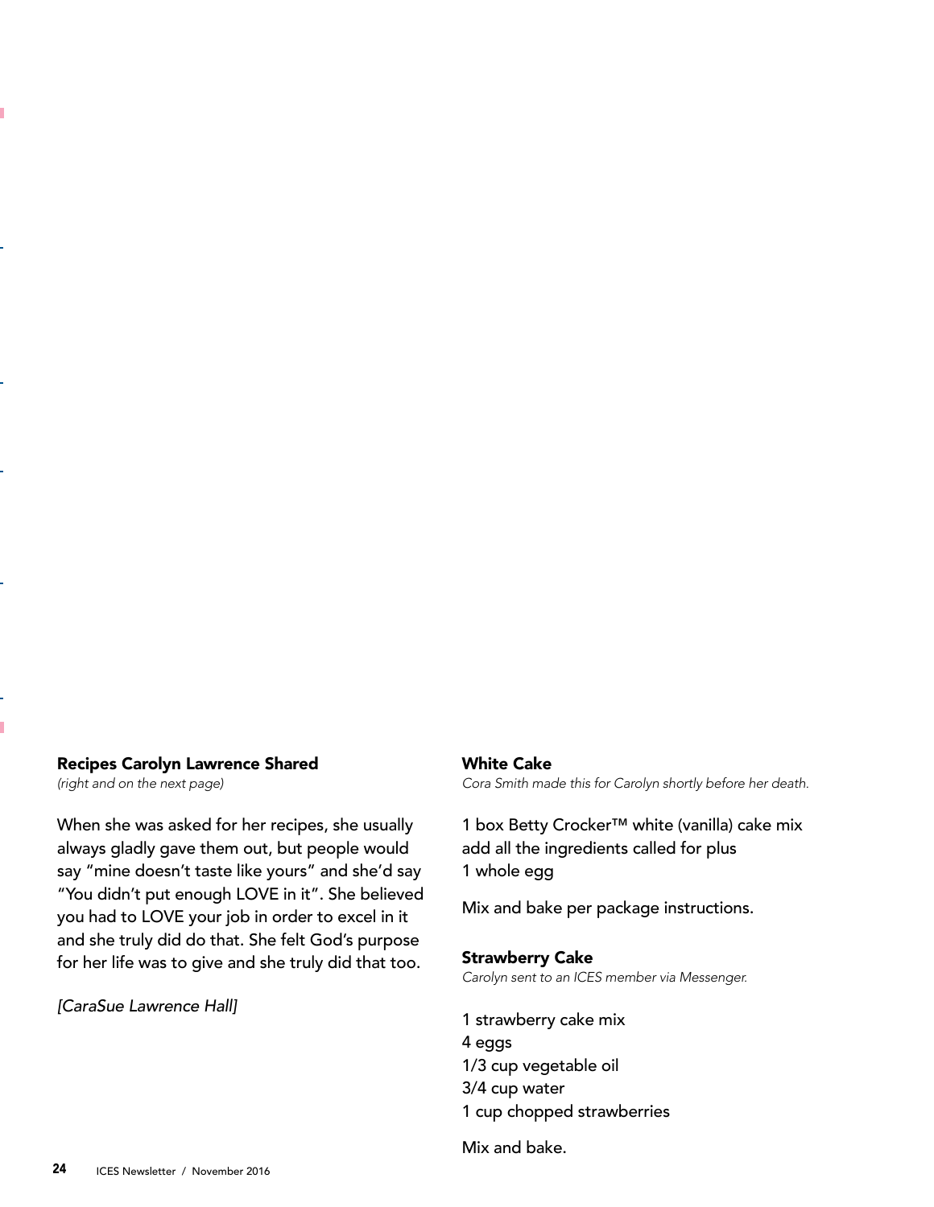## Recipes Carolyn Lawrence Shared

*(right and on the next page)*

When she was asked for her recipes, she usually always gladly gave them out, but people would say "mine doesn't taste like yours" and she'd say "You didn't put enough LOVE in it". She believed you had to LOVE your job in order to excel in it and she truly did do that. She felt God's purpose for her life was to give and she truly did that too.

*[CaraSue Lawrence Hall]*

### White Cake

*Cora Smith made this for Carolyn shortly before her death.*

1 box Betty Crocker™ white (vanilla) cake mix
add all the ingredients called for plus
1 whole egg

Mix and bake per package instructions.

### Strawberry Cake

*Carolyn sent to an ICES member via Messenger.*

1 strawberry cake mix
4 eggs
1/3 cup vegetable oil
3/4 cup water
1 cup chopped strawberries

Mix and bake.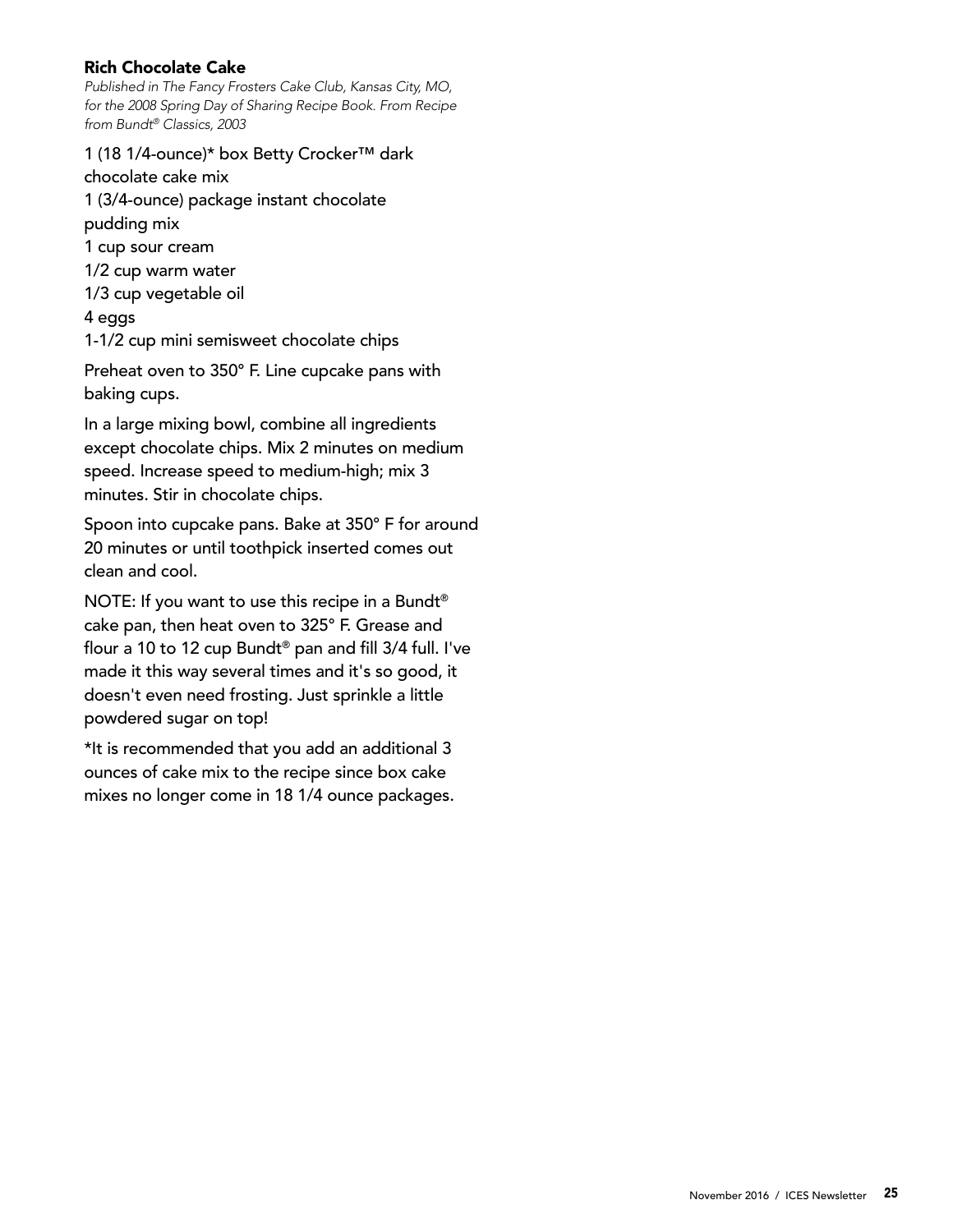### Rich Chocolate Cake

*Published in The Fancy Frosters Cake Club, Kansas City, MO, for the 2008 Spring Day of Sharing Recipe Book. From Recipe from Bundt® Classics, 2003*

1 (18 1/4-ounce)* box Betty Crocker™ dark chocolate cake mix
1 (3/4-ounce) package instant chocolate pudding mix
1 cup sour cream
1/2 cup warm water
1/3 cup vegetable oil
4 eggs
1-1/2 cup mini semisweet chocolate chips

Preheat oven to 350° F. Line cupcake pans with baking cups.

In a large mixing bowl, combine all ingredients except chocolate chips. Mix 2 minutes on medium speed. Increase speed to medium-high; mix 3 minutes. Stir in chocolate chips.

Spoon into cupcake pans. Bake at 350° F for around 20 minutes or until toothpick inserted comes out clean and cool.

NOTE: If you want to use this recipe in a Bundt® cake pan, then heat oven to 325° F. Grease and flour a 10 to 12 cup Bundt® pan and fill 3/4 full. I've made it this way several times and it's so good, it doesn't even need frosting. Just sprinkle a little powdered sugar on top!

*It is recommended that you add an additional 3 ounces of cake mix to the recipe since box cake mixes no longer come in 18 1/4 ounce packages.